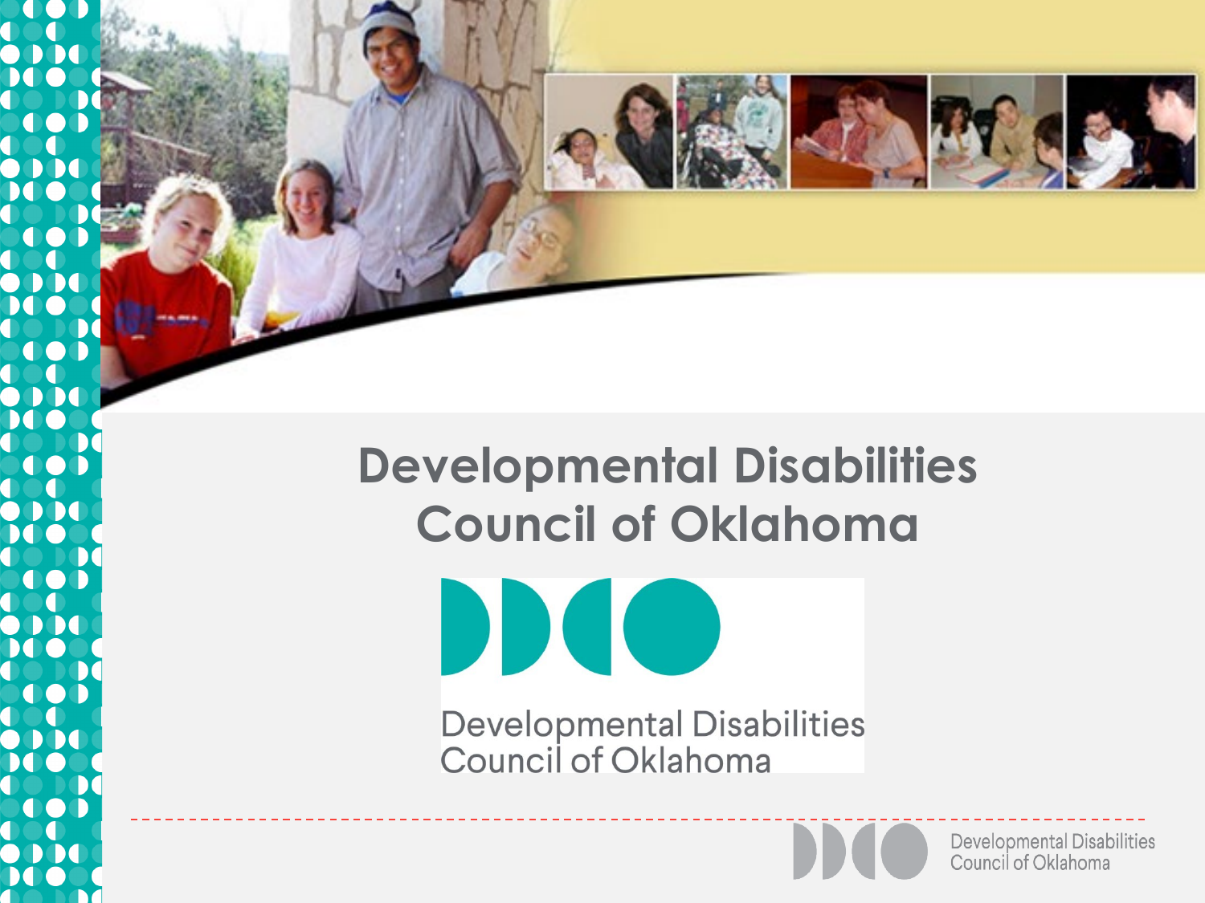# Developmental Disabilities Council of Oklahoma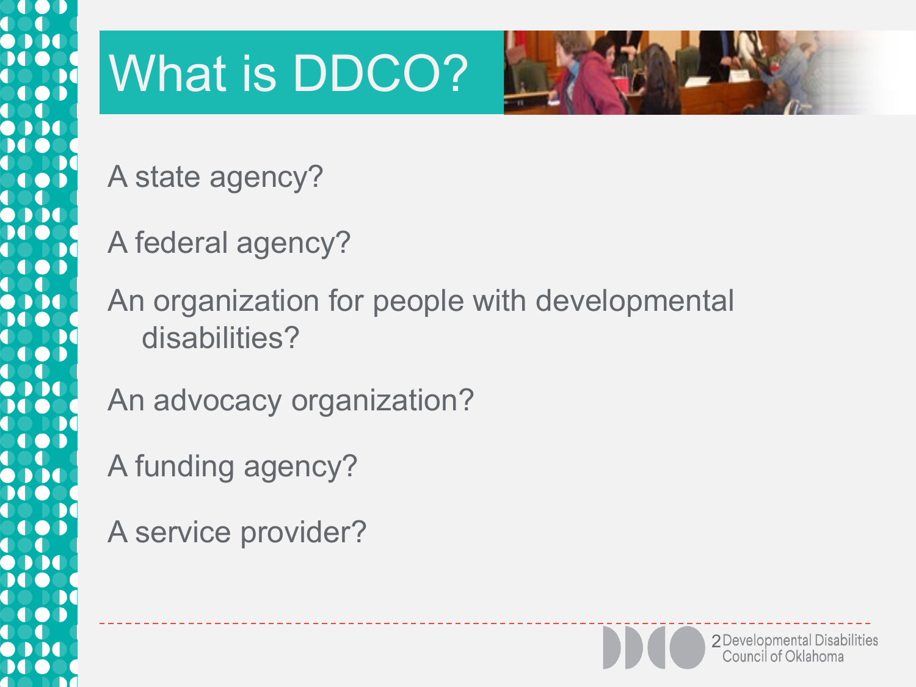# What is DDCO?

A state agency?

A federal agency?

An organization for people with developmental disabilities?

An advocacy organization?

A funding agency?

A service provider?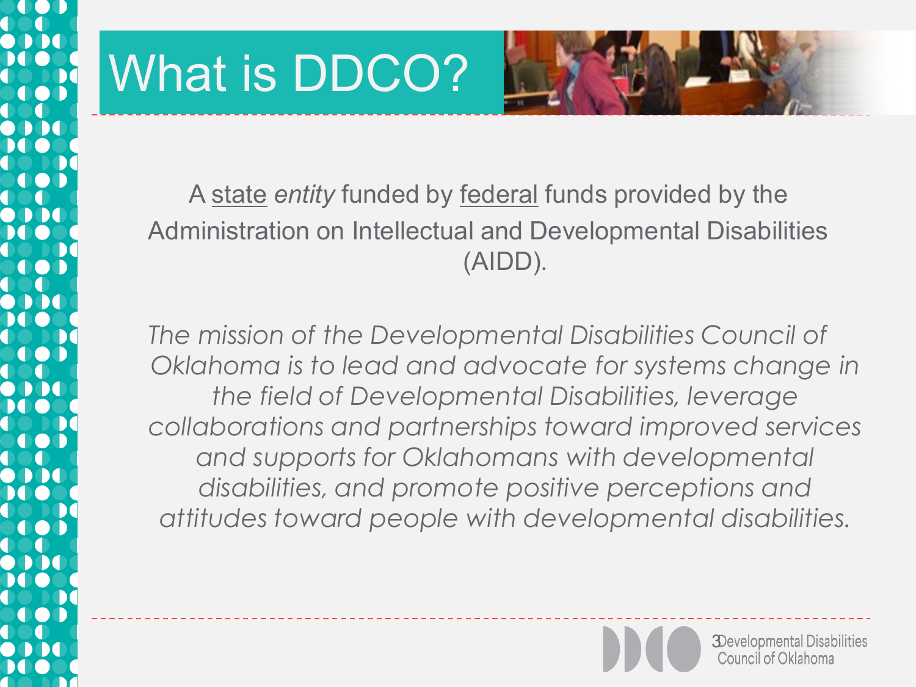# What is DDCO?

A <u>state</u> *entity* funded by <u>federal</u> funds provided by the Administration on Intellectual and Developmental Disabilities (AIDD).

*The mission of the Developmental Disabilities Council of Oklahoma is to lead and advocate for systems change in the field of Developmental Disabilities, leverage collaborations and partnerships toward improved services and supports for Oklahomans with developmental disabilities, and promote positive perceptions and attitudes toward people with developmental disabilities.*

Developmental Disabilities Council of Oklahoma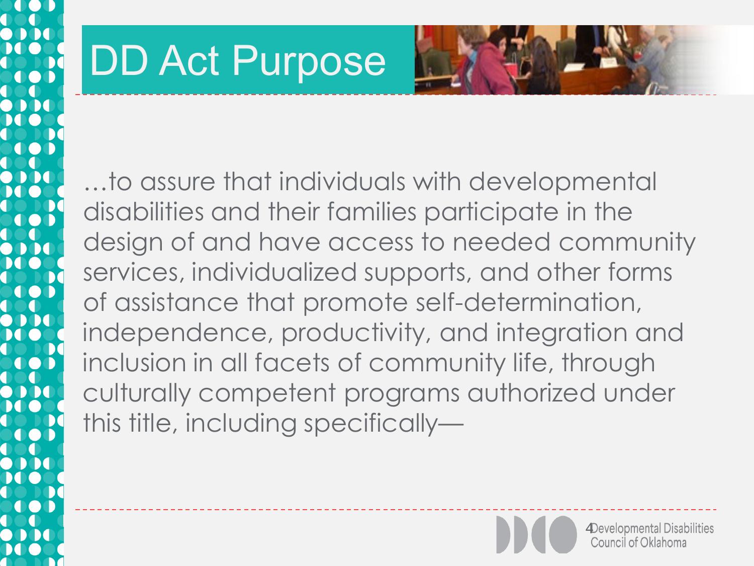# DD Act Purpose

…to assure that individuals with developmental disabilities and their families participate in the design of and have access to needed community services, individualized supports, and other forms of assistance that promote self-determination, independence, productivity, and integration and inclusion in all facets of community life, through culturally competent programs authorized under this title, including specifically—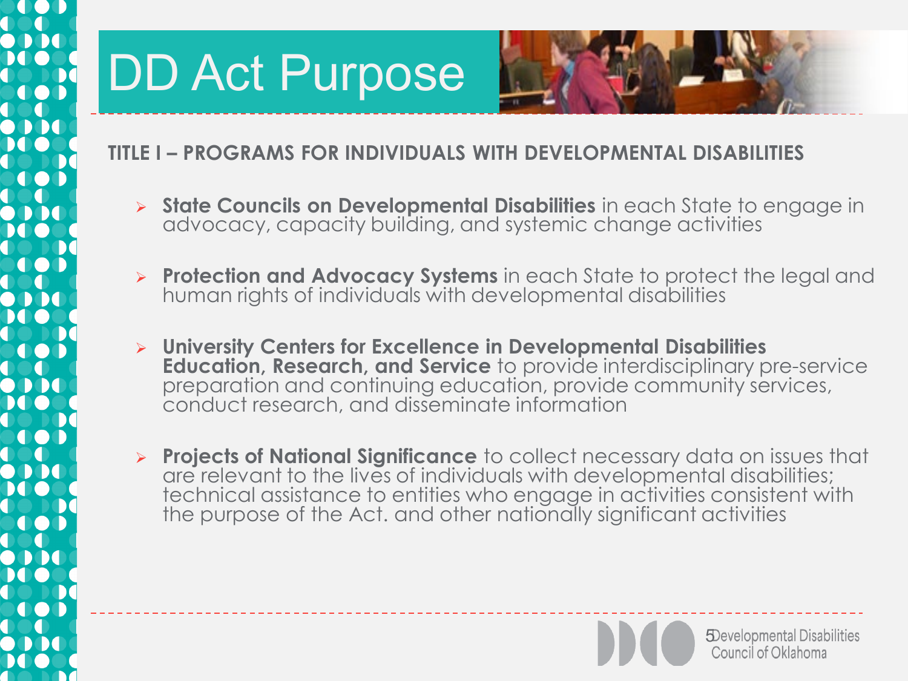# DD Act Purpose

**TITLE I – PROGRAMS FOR INDIVIDUALS WITH DEVELOPMENTAL DISABILITIES**

- **State Councils on Developmental Disabilities** in each State to engage in advocacy, capacity building, and systemic change activities
- **Protection and Advocacy Systems** in each State to protect the legal and human rights of individuals with developmental disabilities
- **University Centers for Excellence in Developmental Disabilities Education, Research, and Service** to provide interdisciplinary pre-service preparation and continuing education, provide community services, conduct research, and disseminate information
- **Projects of National Significance** to collect necessary data on issues that are relevant to the lives of individuals with developmental disabilities; technical assistance to entities who engage in activities consistent with the purpose of the Act. and other nationally significant activities

Developmental Disabilities Council of Oklahoma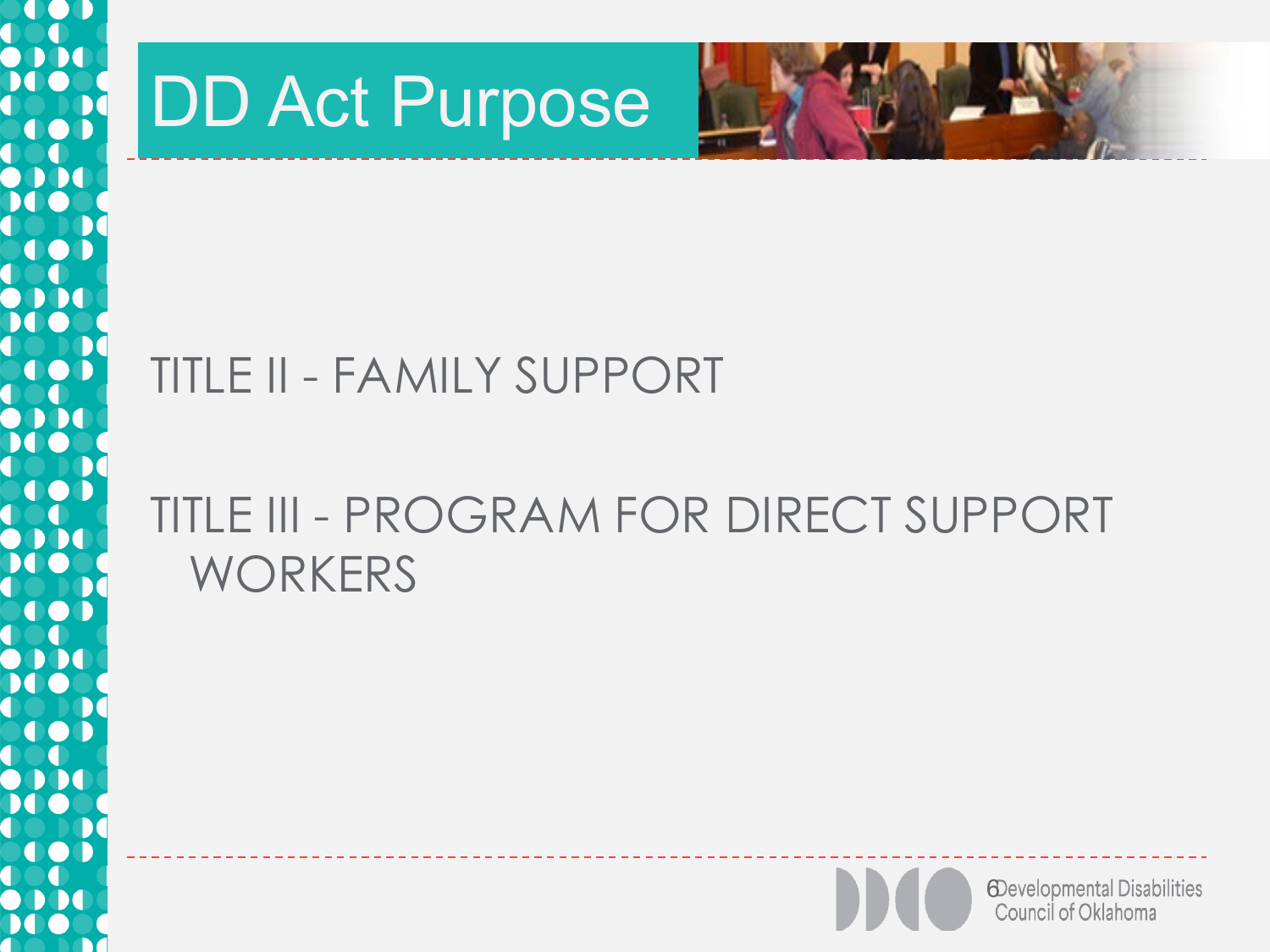# DD Act Purpose

TITLE II - FAMILY SUPPORT

TITLE III - PROGRAM FOR DIRECT SUPPORT WORKERS

Developmental Disabilities Council of Oklahoma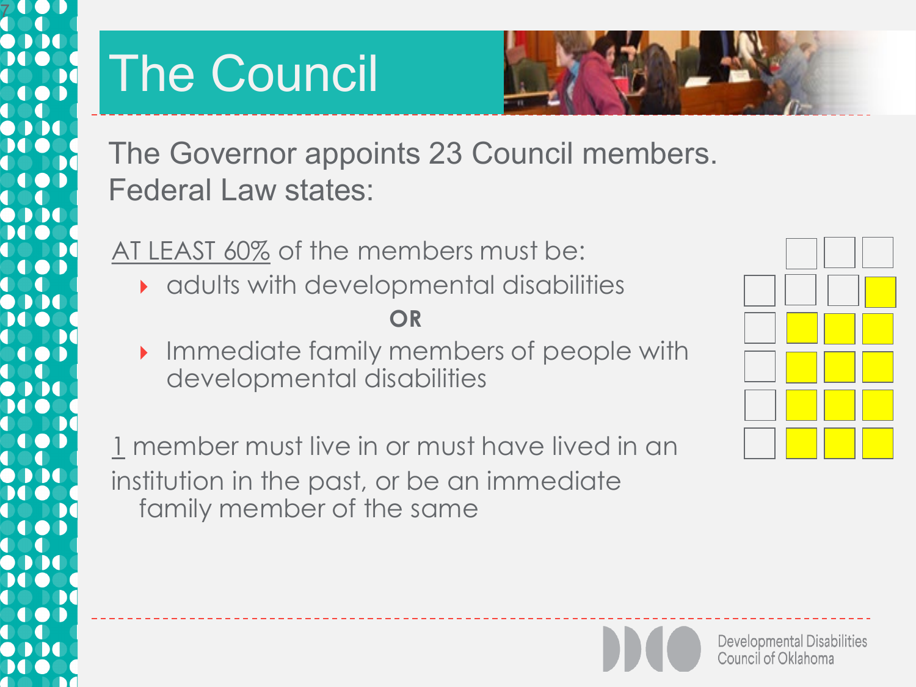# The Council

The Governor appoints 23 Council members.
Federal Law states:

AT LEAST 60% of the members must be:

- adults with developmental disabilities

**OR**

- Immediate family members of people with developmental disabilities

1 member must live in or must have lived in an institution in the past, or be an immediate family member of the same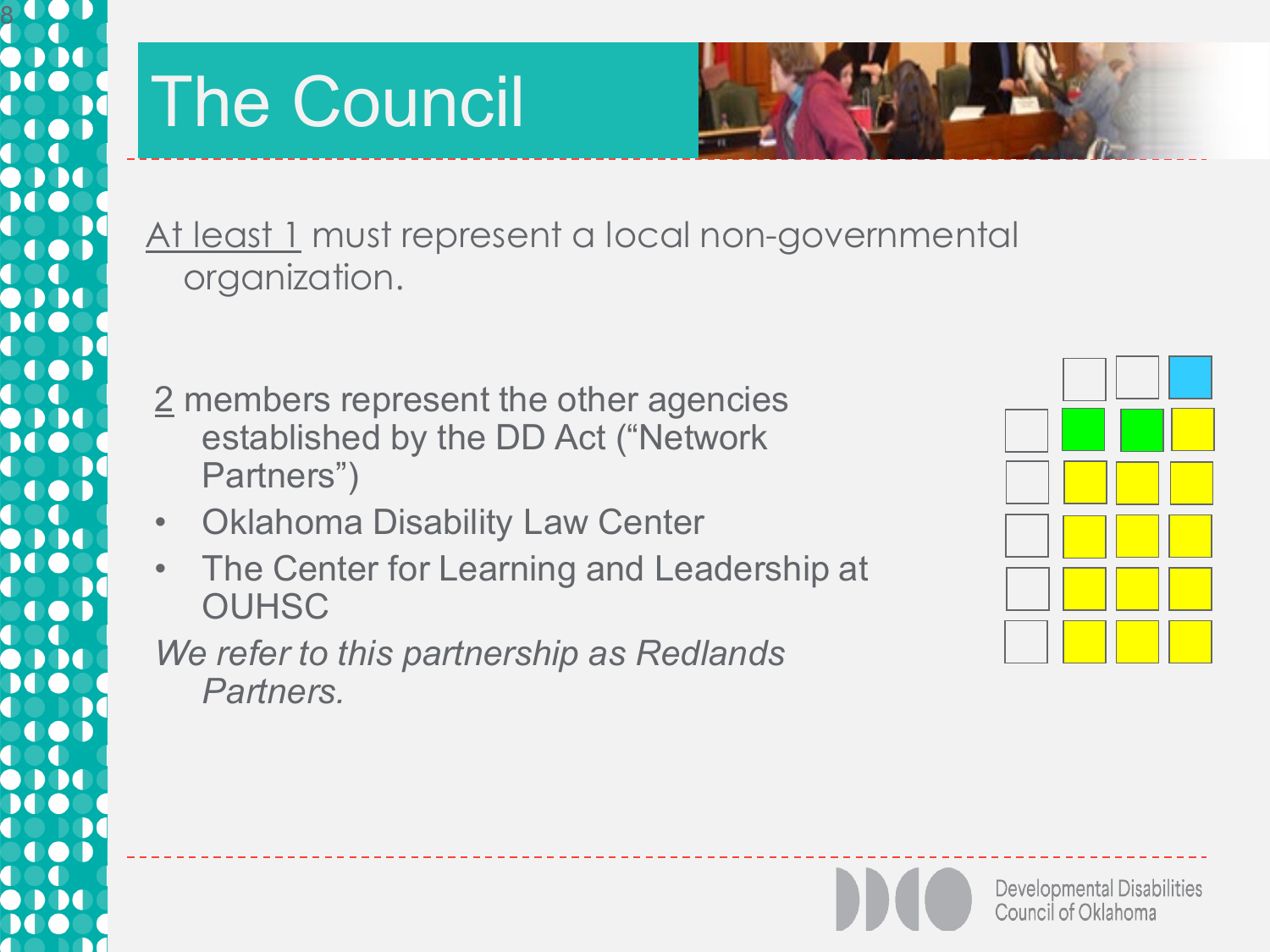# The Council

At least 1 must represent a local non-governmental organization.

2 members represent the other agencies established by the DD Act ("Network Partners")

- Oklahoma Disability Law Center
- The Center for Learning and Leadership at OUHSC

*We refer to this partnership as Redlands Partners.*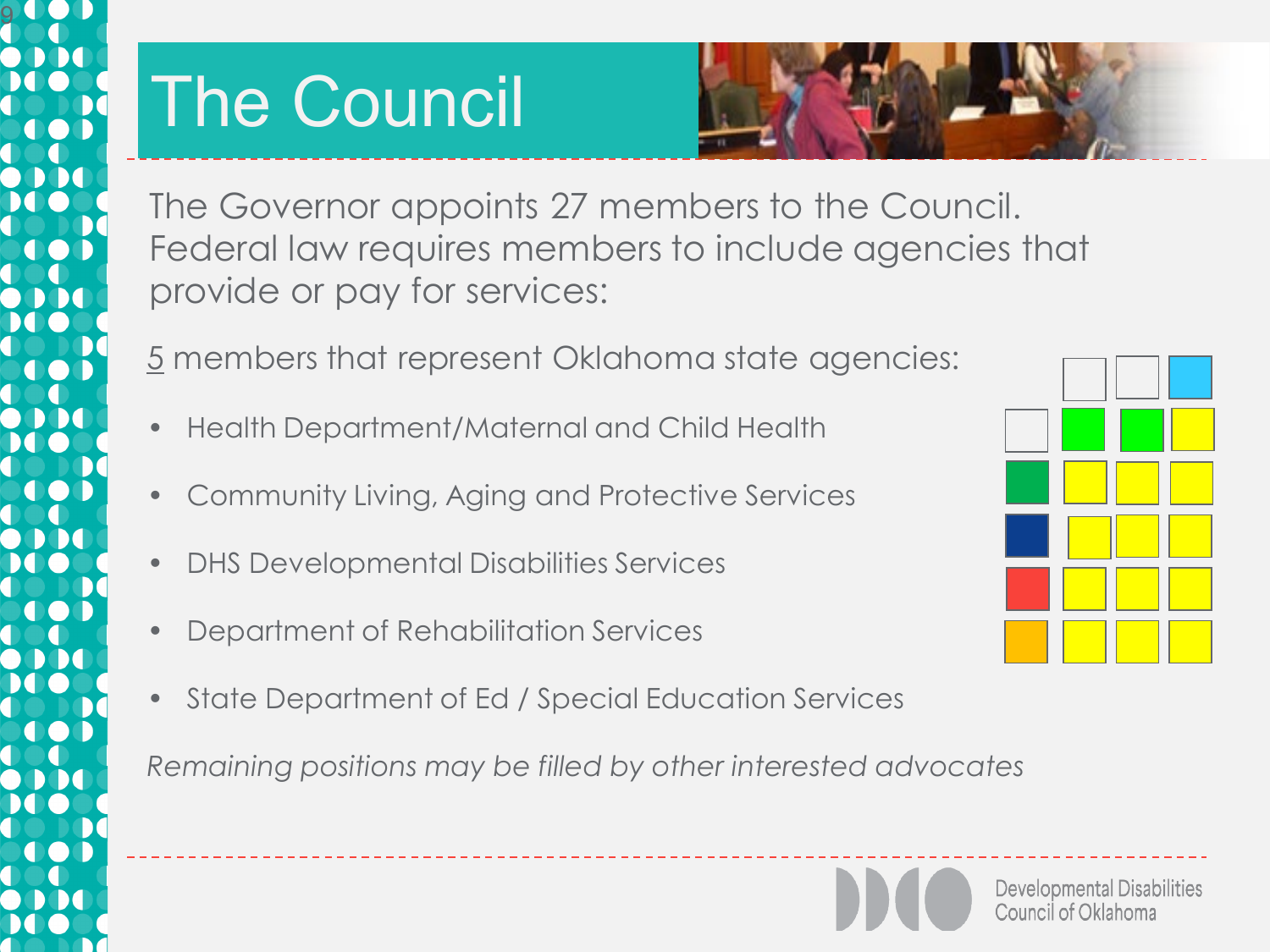# The Council

The Governor appoints 27 members to the Council. Federal law requires members to include agencies that provide or pay for services:

5 members that represent Oklahoma state agencies:

- Health Department/Maternal and Child Health
- Community Living, Aging and Protective Services
- DHS Developmental Disabilities Services
- Department of Rehabilitation Services
- State Department of Ed / Special Education Services

*Remaining positions may be filled by other interested advocates*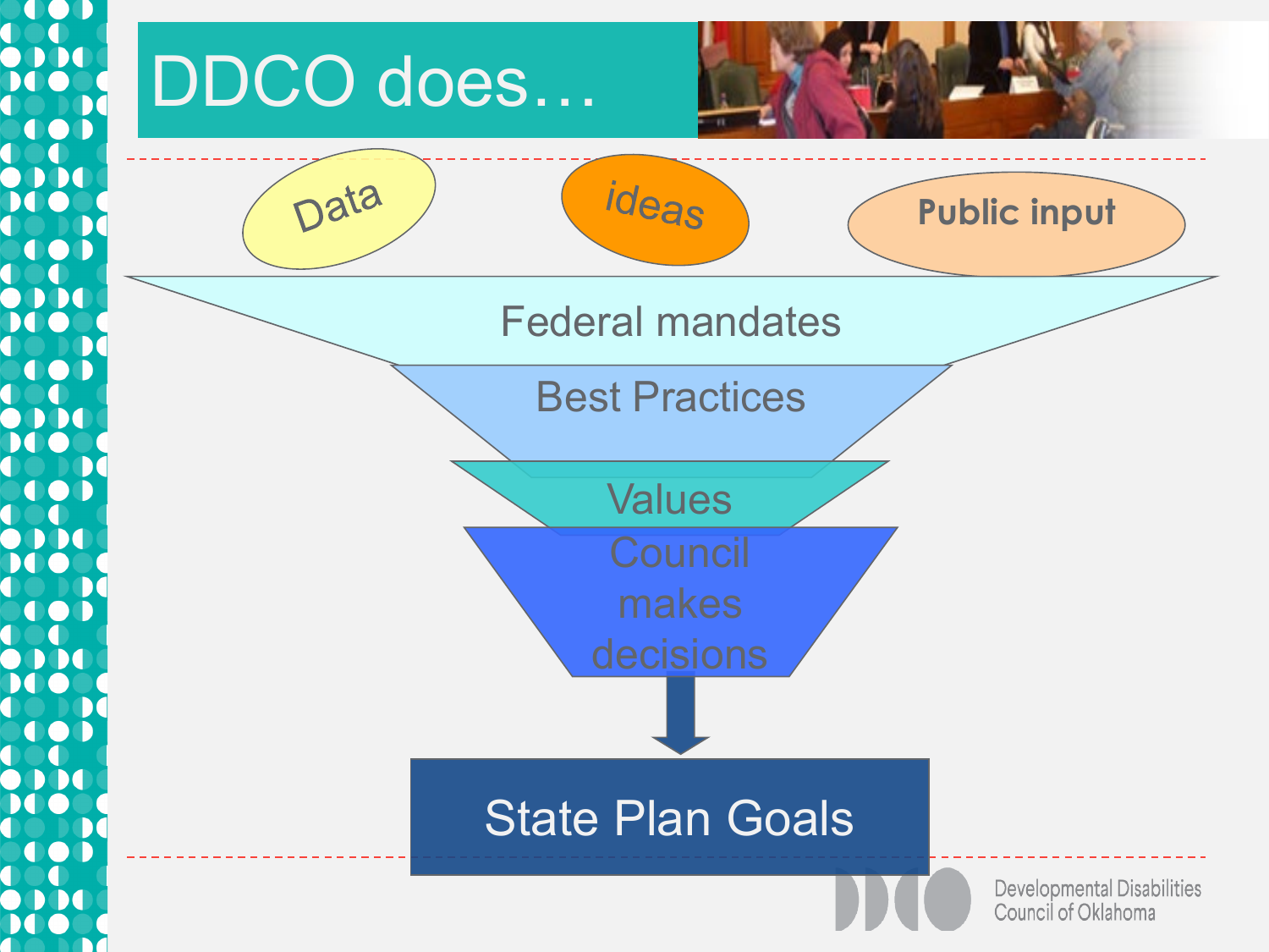# DDCO does…

Data

ideas

Public input

Federal mandates

Best Practices

Values

Council makes decisions

State Plan Goals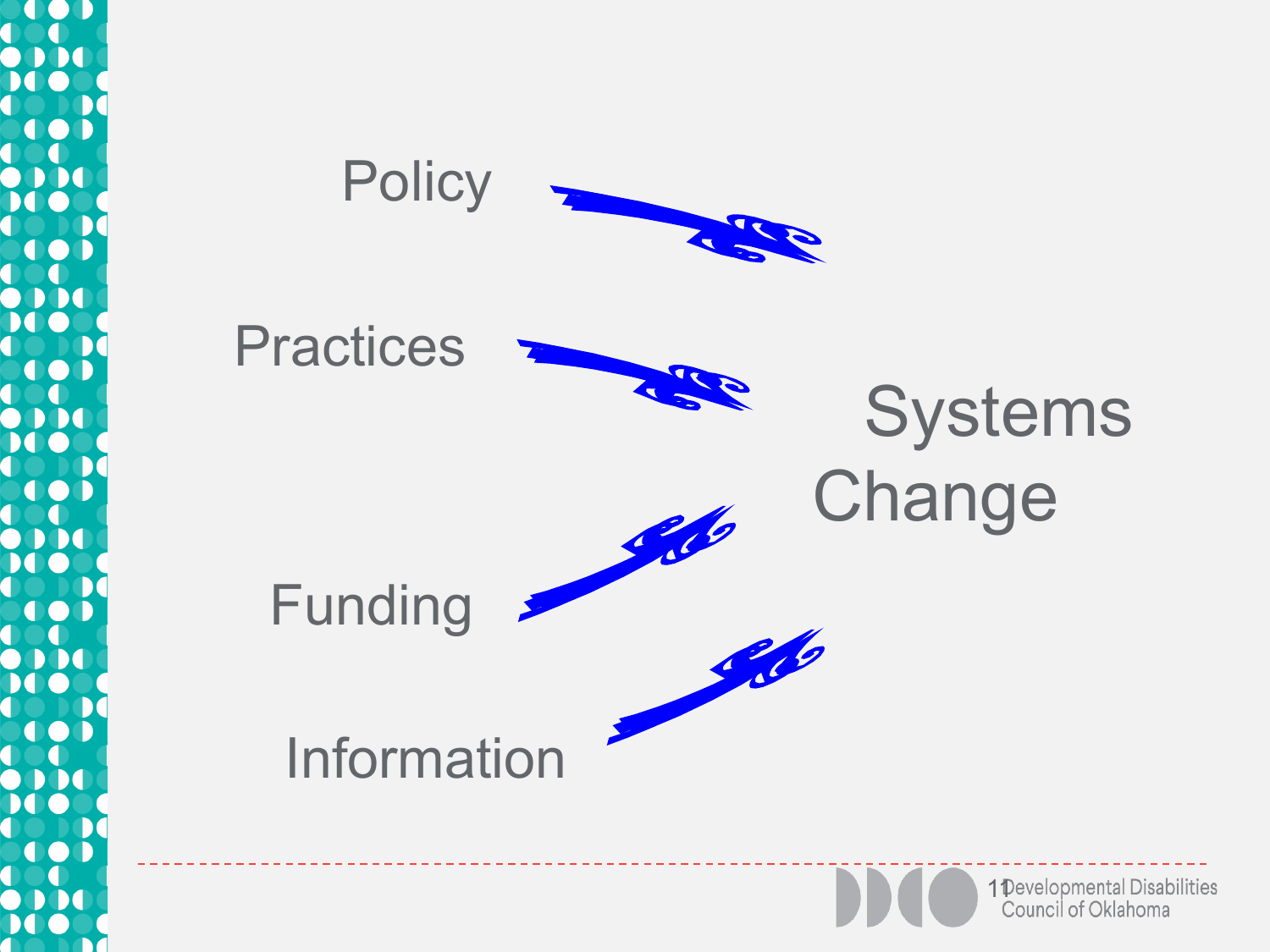Policy

Practices

Funding

Information

Systems Change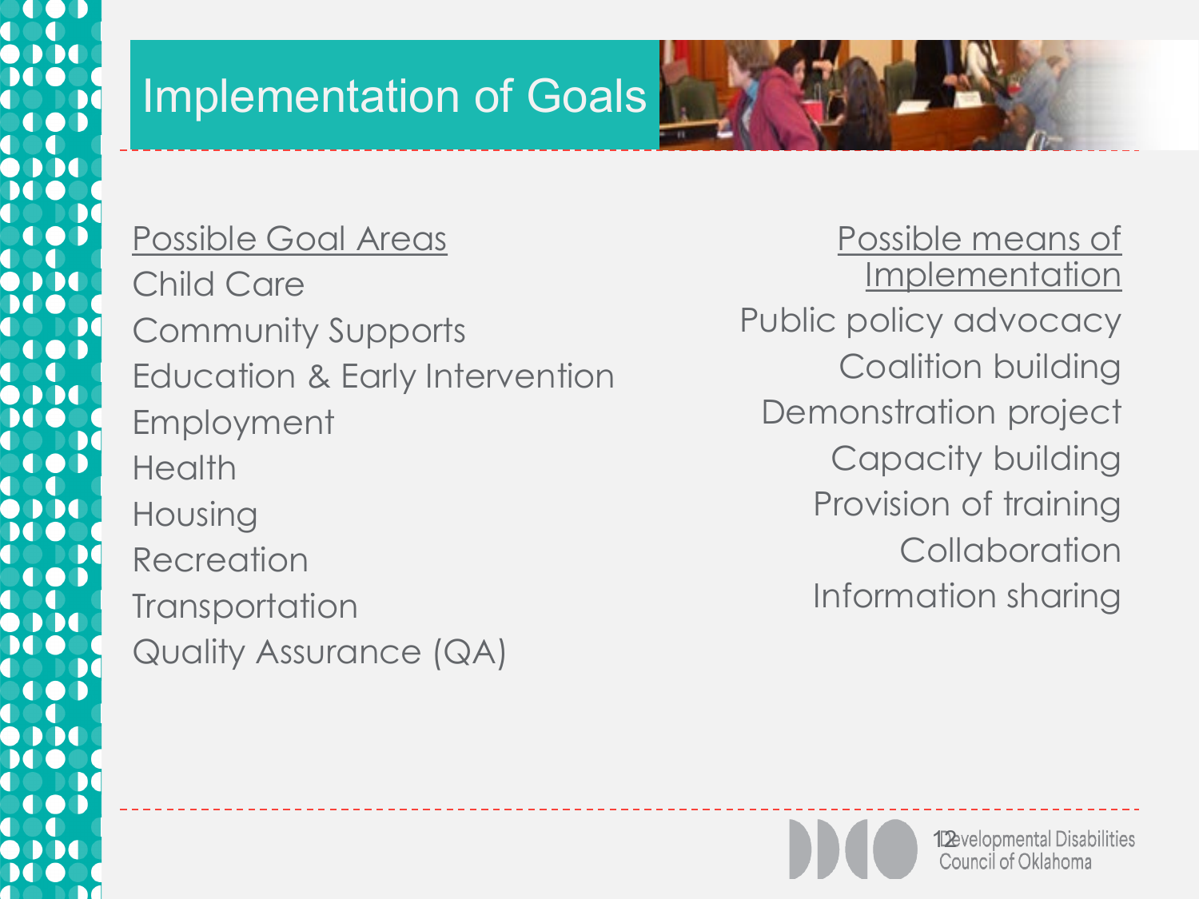# Implementation of Goals

<u>Possible Goal Areas</u>

- Child Care
- Community Supports
- Education & Early Intervention
- Employment
- Health
- Housing
- Recreation
- Transportation
- Quality Assurance (QA)

<u>Possible means of Implementation</u>

- Public policy advocacy
- Coalition building
- Demonstration project
- Capacity building
- Provision of training
- Collaboration
- Information sharing

Developmental Disabilities Council of Oklahoma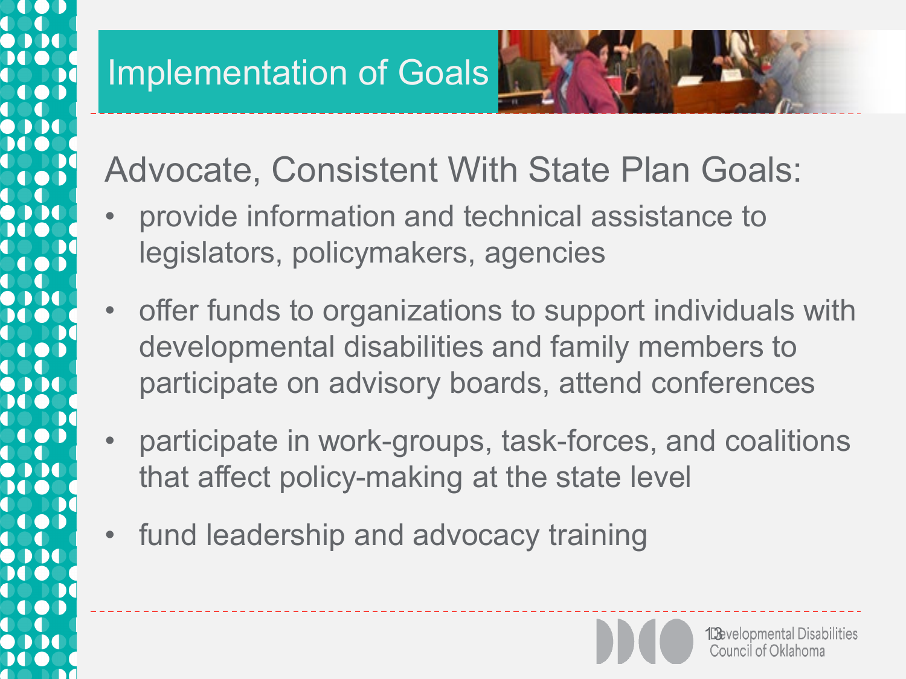# Implementation of Goals

## Advocate, Consistent With State Plan Goals:

- provide information and technical assistance to legislators, policymakers, agencies
- offer funds to organizations to support individuals with developmental disabilities and family members to participate on advisory boards, attend conferences
- participate in work-groups, task-forces, and coalitions that affect policy-making at the state level
- fund leadership and advocacy training

Developmental Disabilities Council of Oklahoma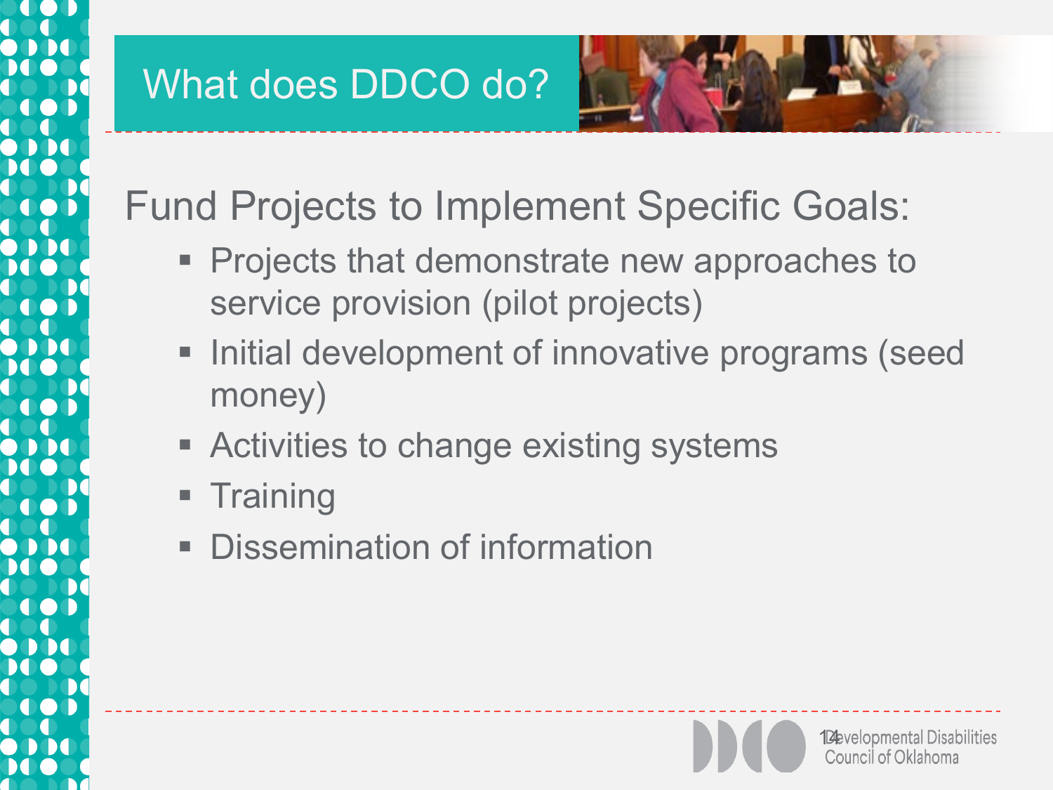# What does DDCO do?

Fund Projects to Implement Specific Goals:

- Projects that demonstrate new approaches to service provision (pilot projects)
- Initial development of innovative programs (seed money)
- Activities to change existing systems
- Training
- Dissemination of information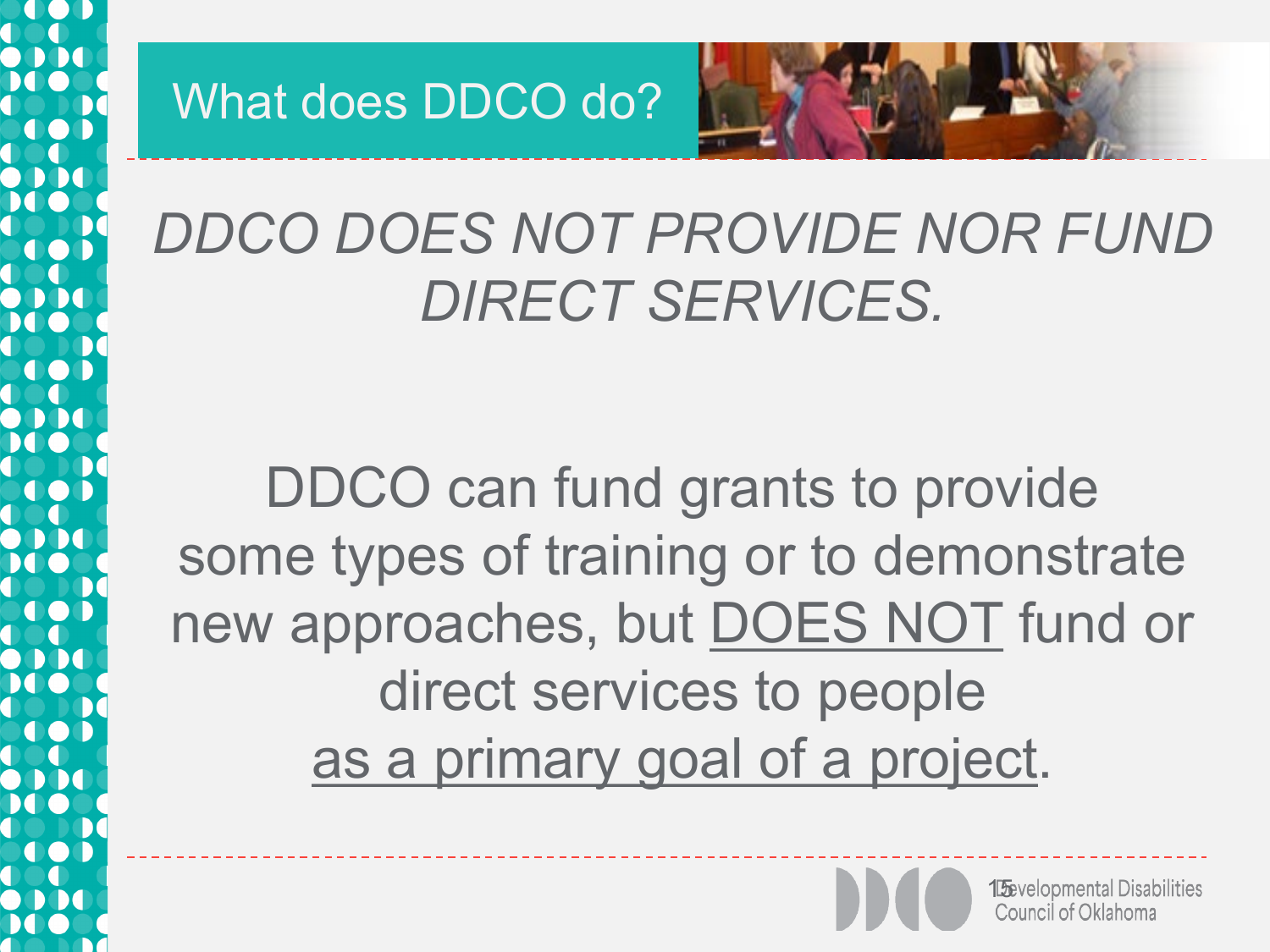# What does DDCO do?

*DDCO DOES NOT PROVIDE NOR FUND DIRECT SERVICES.*

DDCO can fund grants to provide some types of training or to demonstrate new approaches, but <u>DOES NOT</u> fund or direct services to people <u>as a primary goal of a project</u>.

Developmental Disabilities Council of Oklahoma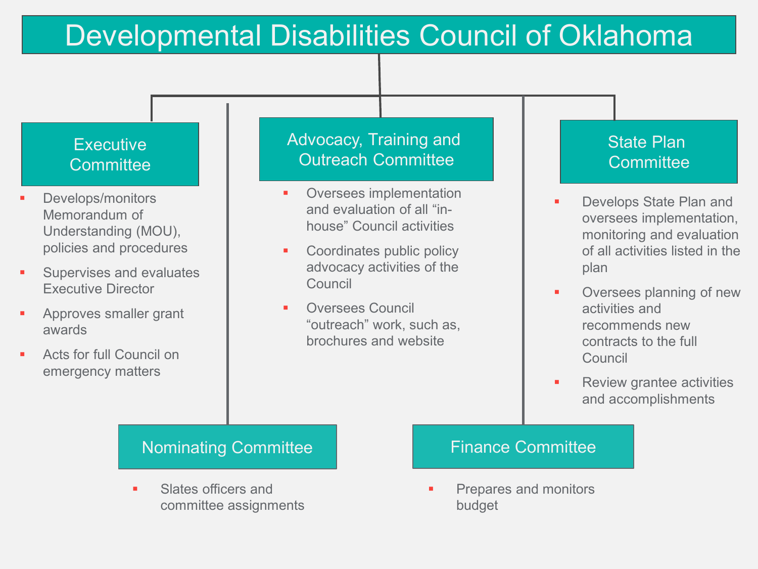# Developmental Disabilities Council of Oklahoma

## Executive Committee

- Develops/monitors Memorandum of Understanding (MOU), policies and procedures
- Supervises and evaluates Executive Director
- Approves smaller grant awards
- Acts for full Council on emergency matters

## Advocacy, Training and Outreach Committee

- Oversees implementation and evaluation of all “in-house” Council activities
- Coordinates public policy advocacy activities of the Council
- Oversees Council “outreach” work, such as, brochures and website

## State Plan Committee

- Develops State Plan and oversees implementation, monitoring and evaluation of all activities listed in the plan
- Oversees planning of new activities and recommends new contracts to the full Council
- Review grantee activities and accomplishments

## Nominating Committee

- Slates officers and committee assignments

## Finance Committee

- Prepares and monitors budget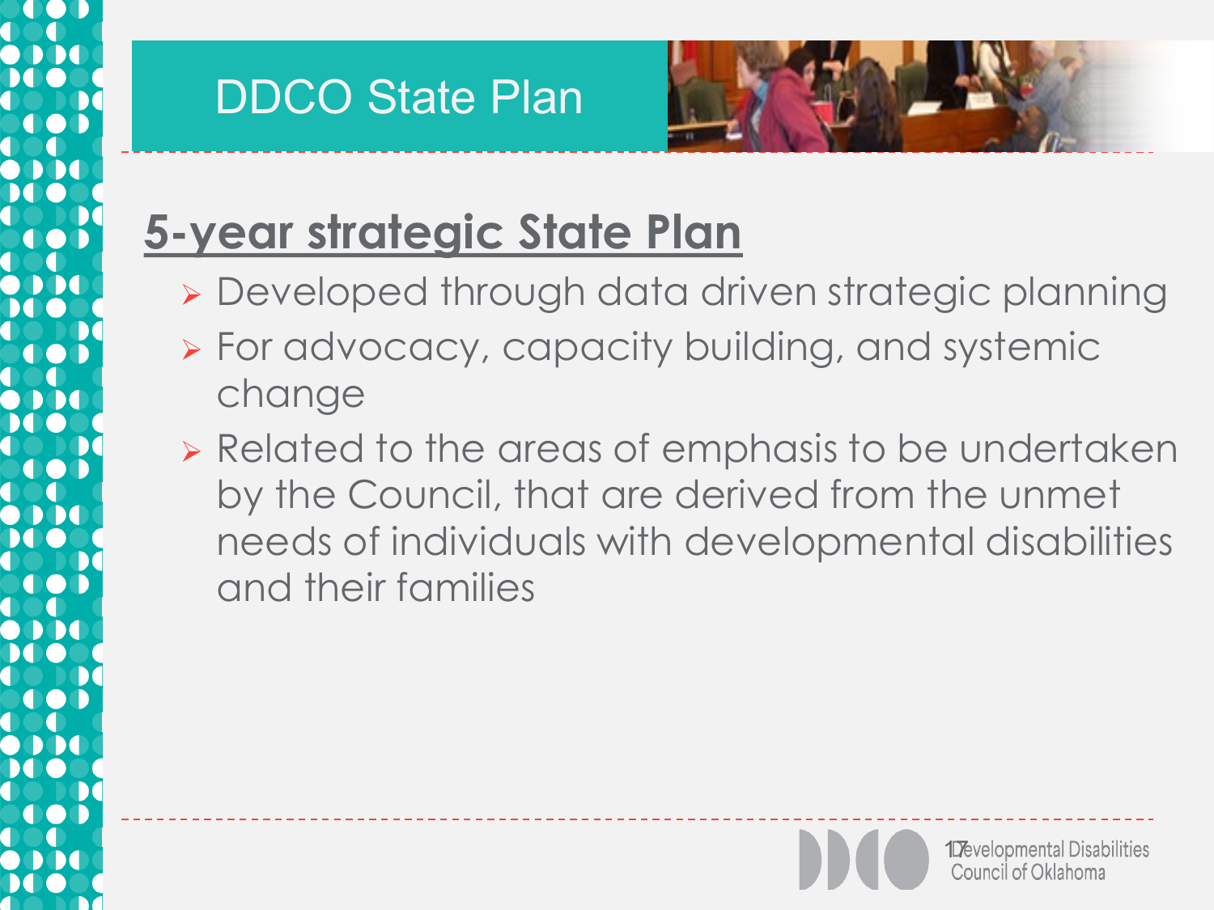# DDCO State Plan

## 5-year strategic State Plan

- Developed through data driven strategic planning
- For advocacy, capacity building, and systemic change
- Related to the areas of emphasis to be undertaken by the Council, that are derived from the unmet needs of individuals with developmental disabilities and their families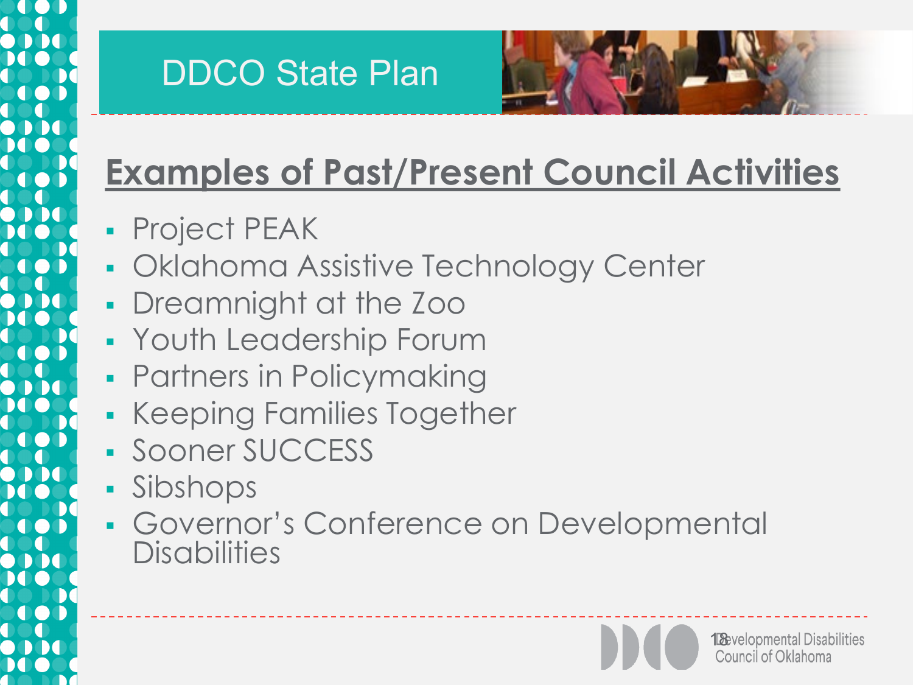# DDCO State Plan

## Examples of Past/Present Council Activities

- Project PEAK
- Oklahoma Assistive Technology Center
- Dreamnight at the Zoo
- Youth Leadership Forum
- Partners in Policymaking
- Keeping Families Together
- Sooner SUCCESS
- Sibshops
- Governor's Conference on Developmental Disabilities

Developmental Disabilities Council of Oklahoma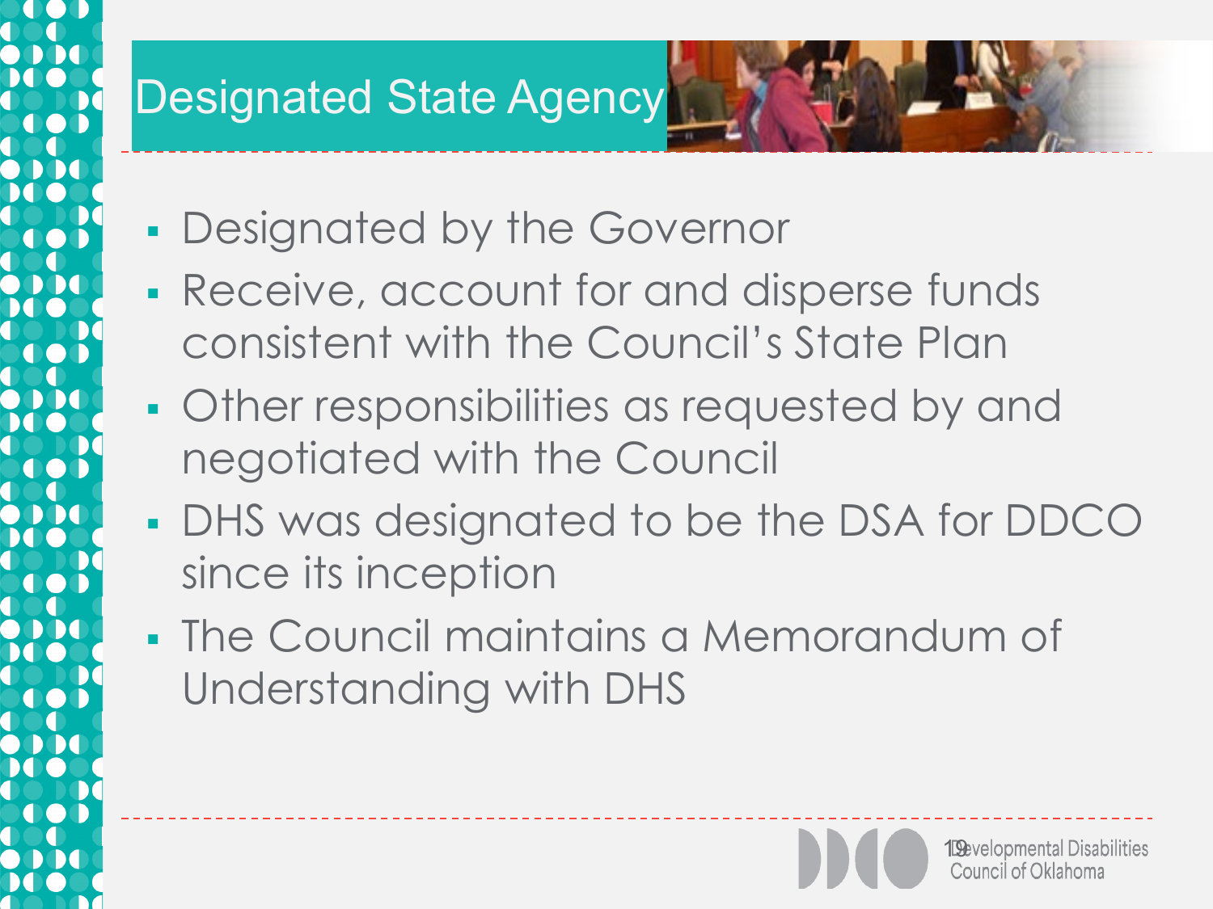# Designated State Agency

- Designated by the Governor
- Receive, account for and disperse funds consistent with the Council's State Plan
- Other responsibilities as requested by and negotiated with the Council
- DHS was designated to be the DSA for DDCO since its inception
- The Council maintains a Memorandum of Understanding with DHS

Developmental Disabilities Council of Oklahoma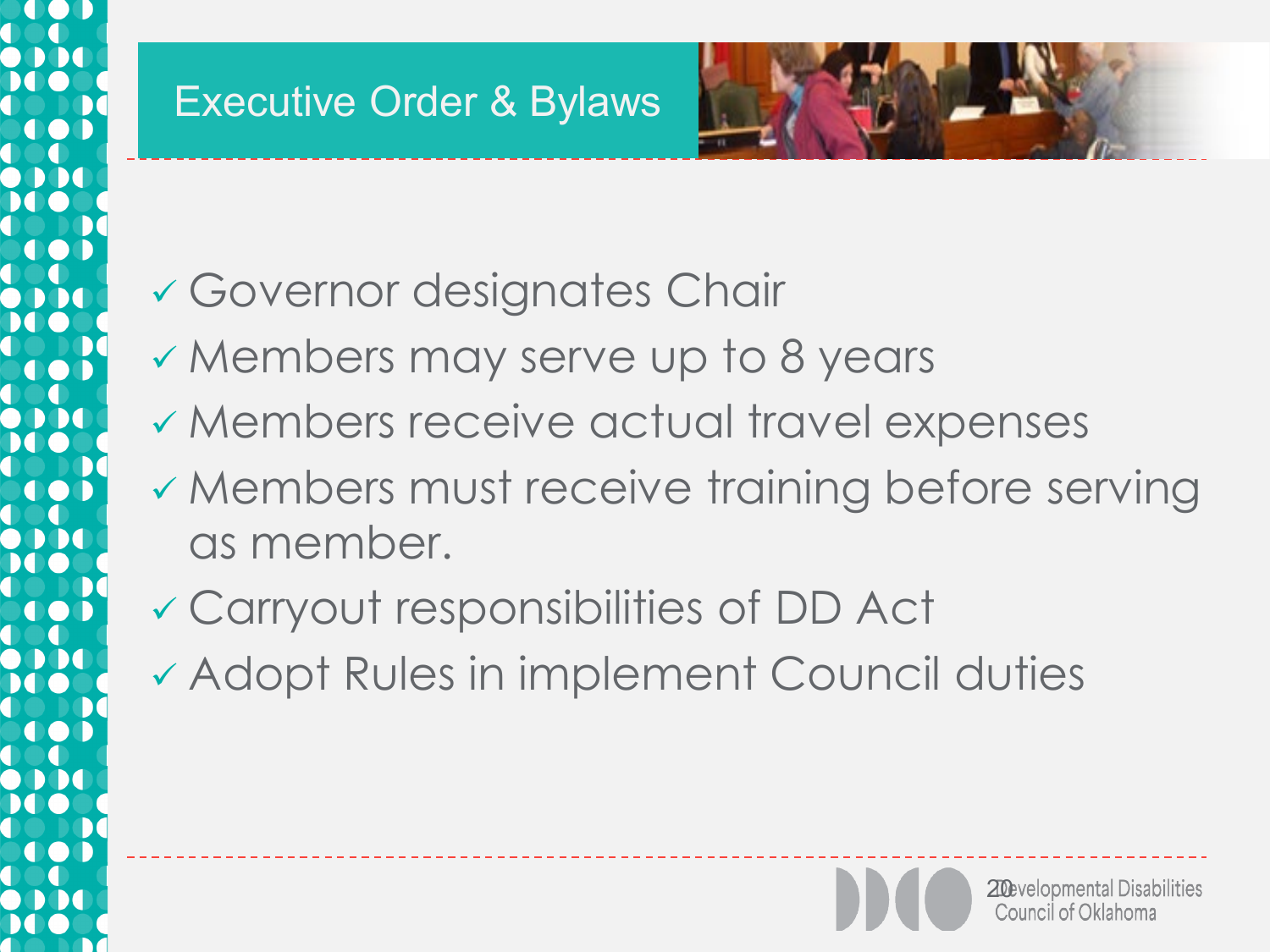## Executive Order & Bylaws

- ✓ Governor designates Chair
- ✓ Members may serve up to 8 years
- ✓ Members receive actual travel expenses
- ✓ Members must receive training before serving as member.
- ✓ Carryout responsibilities of DD Act
- ✓ Adopt Rules in implement Council duties

Developmental Disabilities Council of Oklahoma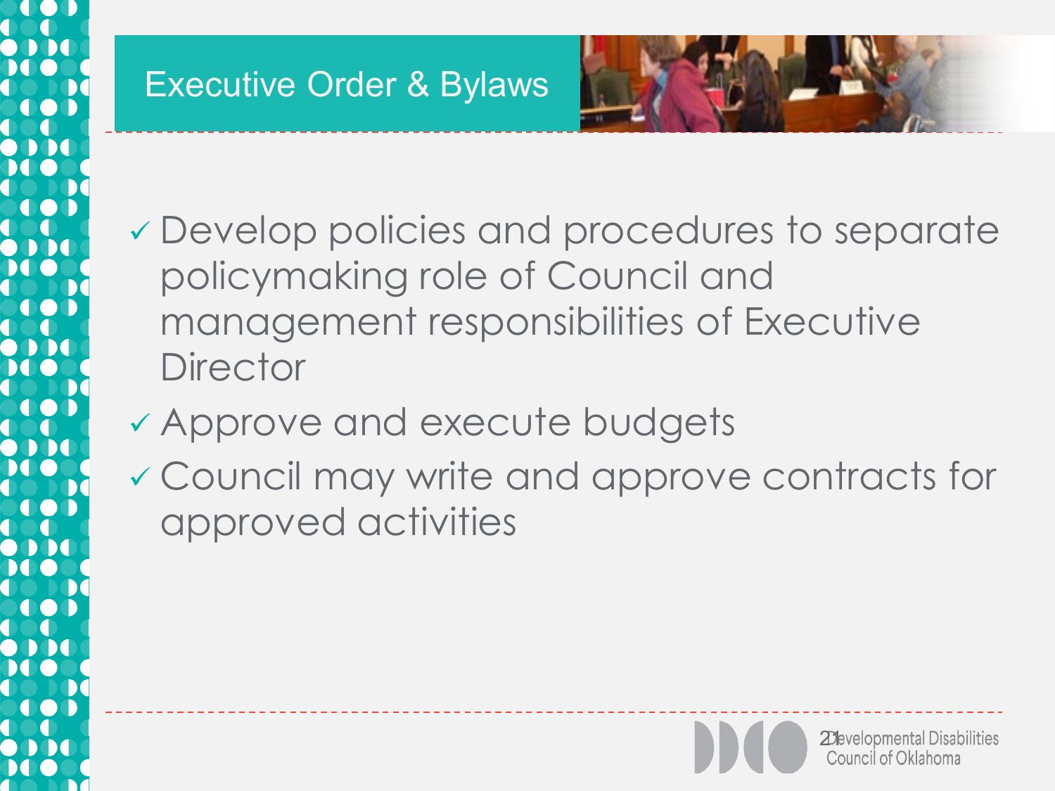## Executive Order & Bylaws

- ✓ Develop policies and procedures to separate policymaking role of Council and management responsibilities of Executive Director
- ✓ Approve and execute budgets
- ✓ Council may write and approve contracts for approved activities

Developmental Disabilities Council of Oklahoma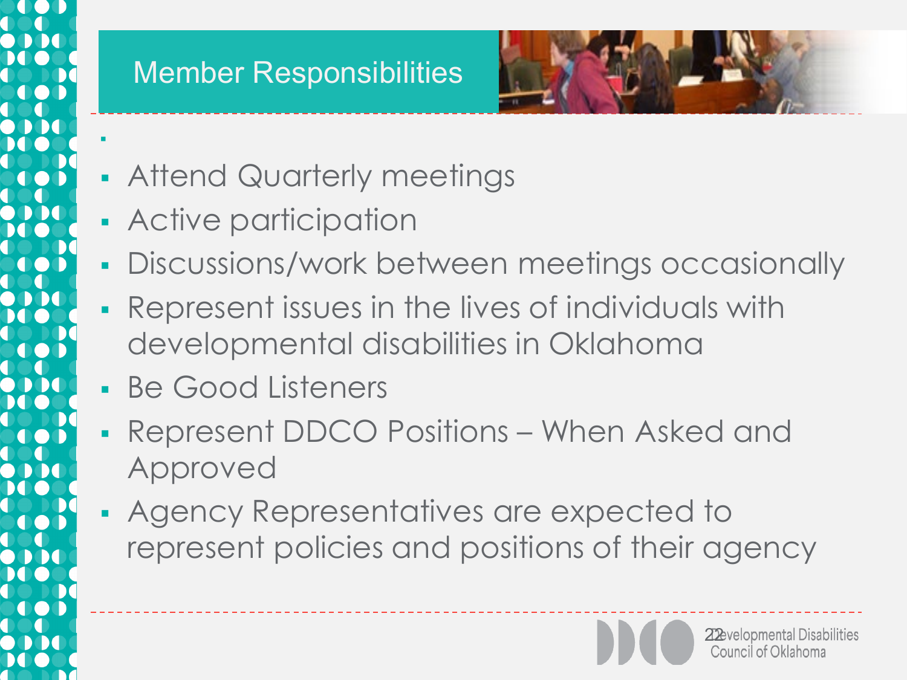# Member Responsibilities

- Attend Quarterly meetings
- Active participation
- Discussions/work between meetings occasionally
- Represent issues in the lives of individuals with developmental disabilities in Oklahoma
- Be Good Listeners
- Represent DDCO Positions – When Asked and Approved
- Agency Representatives are expected to represent policies and positions of their agency

Developmental Disabilities Council of Oklahoma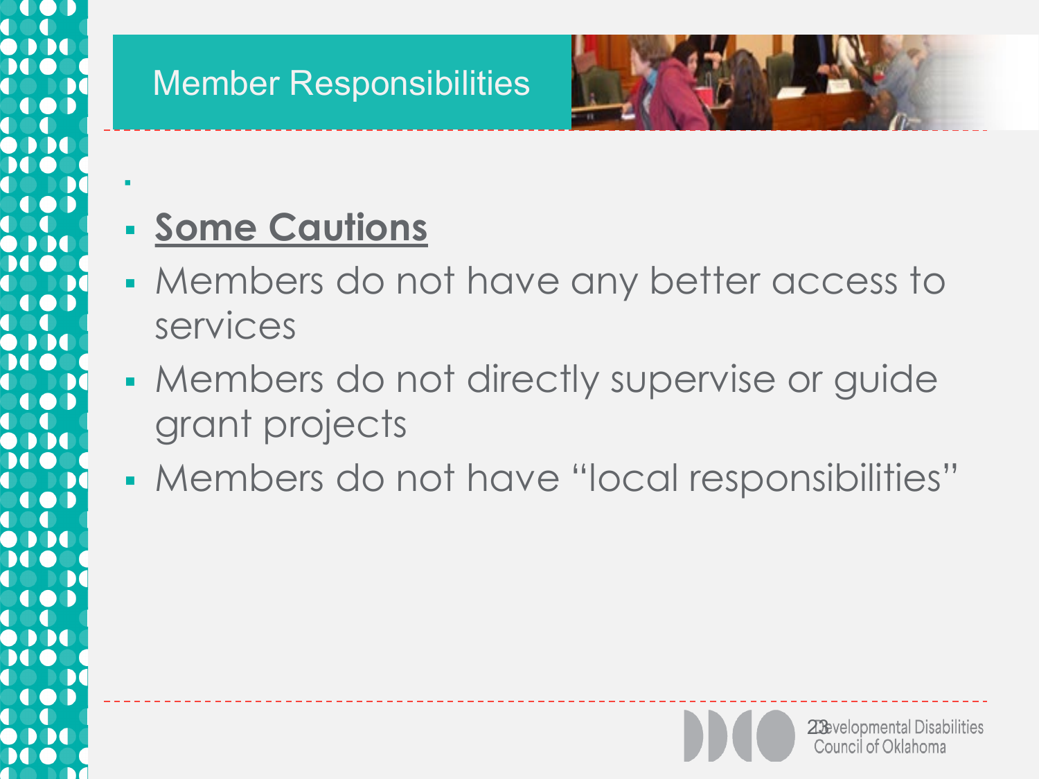## Member Responsibilities

- **Some Cautions**
- Members do not have any better access to services
- Members do not directly supervise or guide grant projects
- Members do not have "local responsibilities"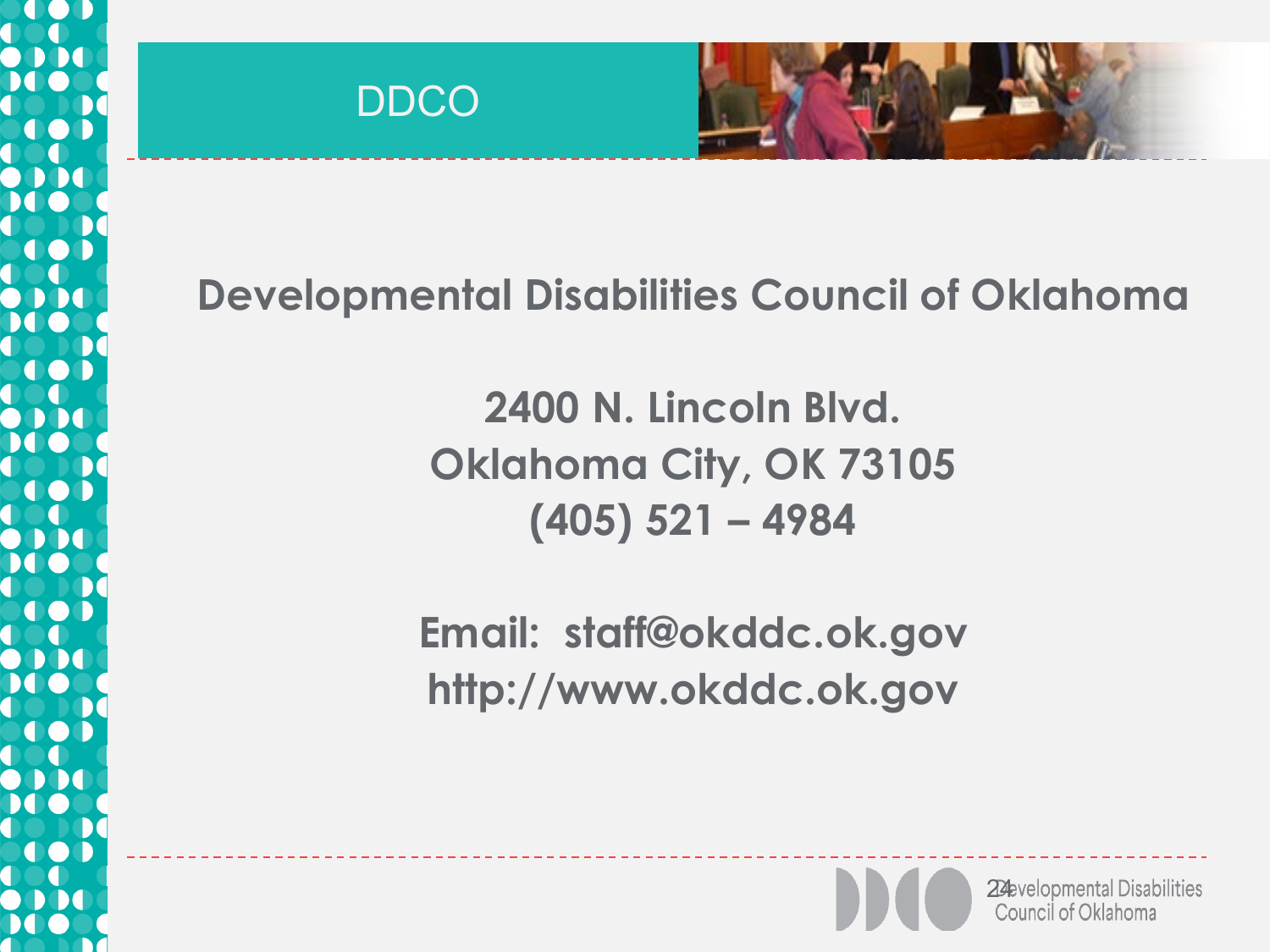# DDCO

**Developmental Disabilities Council of Oklahoma**

**2400 N. Lincoln Blvd.**
**Oklahoma City, OK 73105**
**(405) 521 – 4984**

**Email: staff@okddc.ok.gov**
**http://www.okddc.ok.gov**

Developmental Disabilities Council of Oklahoma